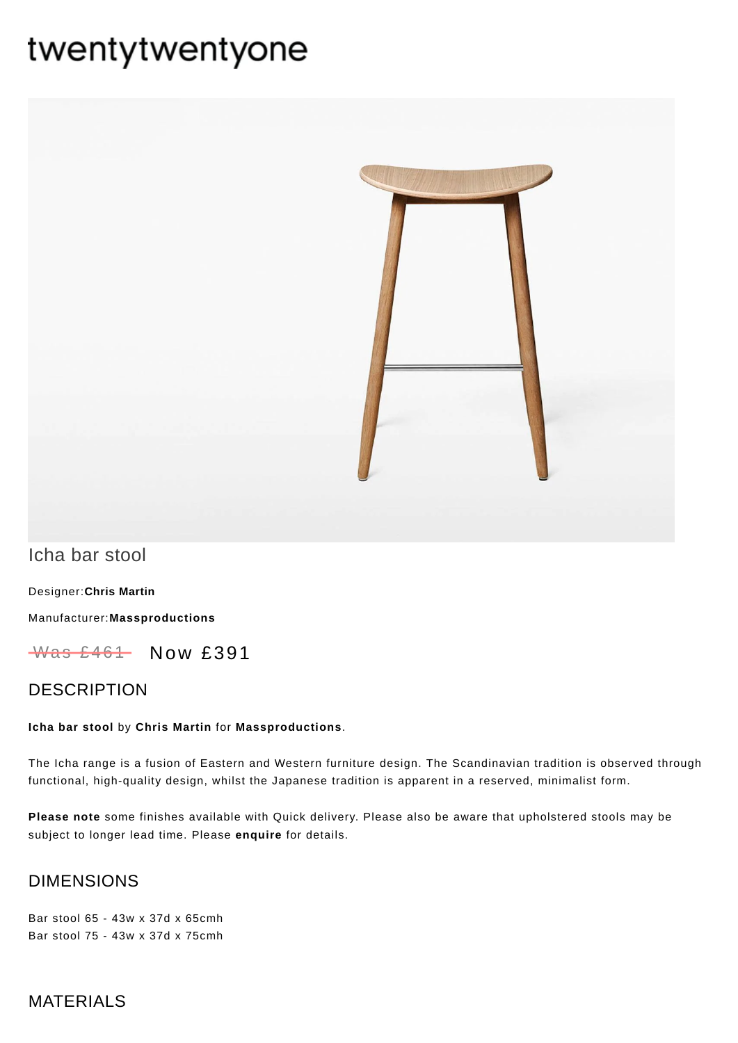# twentytwentyone

## Icha bar stool

Designer: **Chris Martin**

Manufacturer: **Massproductions**

~~Was £461~~ Now £391

## DESCRIPTION

**Icha bar stool** by **Chris Martin** for **Massproductions**.

The Icha range is a fusion of Eastern and Western furniture design. The Scandinavian tradition is observed through functional, high-quality design, whilst the Japanese tradition is apparent in a reserved, minimalist form.

**Please note** some finishes available with Quick delivery. Please also be aware that upholstered stools may be subject to longer lead time. Please **enquire** for details.

## DIMENSIONS

Bar stool 65 - 43w x 37d x 65cmh
Bar stool 75 - 43w x 37d x 75cmh

## MATERIALS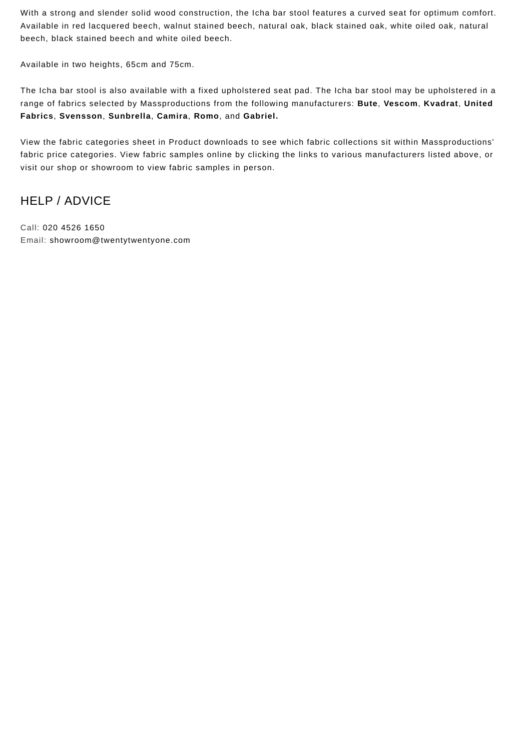With a strong and slender solid wood construction, the Icha bar stool features a curved seat for optimum comfort. Available in red lacquered beech, walnut stained beech, natural oak, black stained oak, white oiled oak, natural beech, black stained beech and white oiled beech.

Available in two heights, 65cm and 75cm.

The Icha bar stool is also available with a fixed upholstered seat pad. The Icha bar stool may be upholstered in a range of fabrics selected by Massproductions from the following manufacturers: **Bute**, **Vescom**, **Kvadrat**, **United Fabrics**, **Svensson**, **Sunbrella**, **Camira**, **Romo**, and **Gabriel.**

View the fabric categories sheet in Product downloads to see which fabric collections sit within Massproductions' fabric price categories. View fabric samples online by clicking the links to various manufacturers listed above, or visit our shop or showroom to view fabric samples in person.

## HELP / ADVICE

Call: 020 4526 1650
Email: showroom@twentytwentyone.com